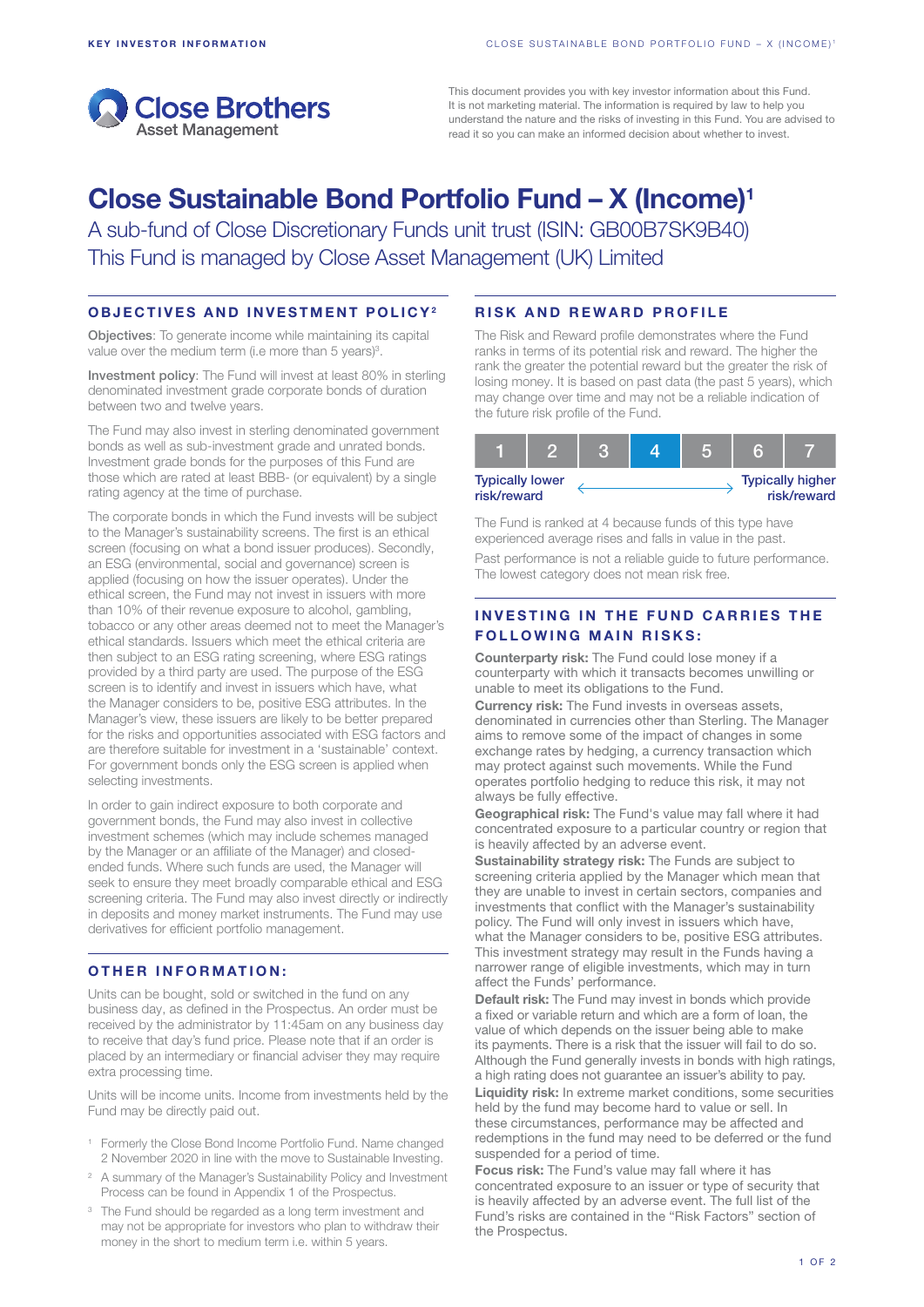This document provides you with key investor information about this Fund. It is not marketing material. The information is required by law to help you understand the nature and the risks of investing in this Fund. You are advised to read it so you can make an informed decision about whether to invest.

# Close Sustainable Bond Portfolio Fund – X (Income)[1]

A sub-fund of Close Discretionary Funds unit trust (ISIN: GB00B7SK9B40)
This Fund is managed by Close Asset Management (UK) Limited

## OBJECTIVES AND INVESTMENT POLICY[2]

**Objectives**: To generate income while maintaining its capital value over the medium term (i.e more than 5 years)[3].

**Investment policy**: The Fund will invest at least 80% in sterling denominated investment grade corporate bonds of duration between two and twelve years.

The Fund may also invest in sterling denominated government bonds as well as sub-investment grade and unrated bonds. Investment grade bonds for the purposes of this Fund are those which are rated at least BBB- (or equivalent) by a single rating agency at the time of purchase.

The corporate bonds in which the Fund invests will be subject to the Manager's sustainability screens. The first is an ethical screen (focusing on what a bond issuer produces). Secondly, an ESG (environmental, social and governance) screen is applied (focusing on how the issuer operates). Under the ethical screen, the Fund may not invest in issuers with more than 10% of their revenue exposure to alcohol, gambling, tobacco or any other areas deemed not to meet the Manager's ethical standards. Issuers which meet the ethical criteria are then subject to an ESG rating screening, where ESG ratings provided by a third party are used. The purpose of the ESG screen is to identify and invest in issuers which have, what the Manager considers to be, positive ESG attributes. In the Manager's view, these issuers are likely to be better prepared for the risks and opportunities associated with ESG factors and are therefore suitable for investment in a 'sustainable' context. For government bonds only the ESG screen is applied when selecting investments.

In order to gain indirect exposure to both corporate and government bonds, the Fund may also invest in collective investment schemes (which may include schemes managed by the Manager or an affiliate of the Manager) and closed-ended funds. Where such funds are used, the Manager will seek to ensure they meet broadly comparable ethical and ESG screening criteria. The Fund may also invest directly or indirectly in deposits and money market instruments. The Fund may use derivatives for efficient portfolio management.

## OTHER INFORMATION:

Units can be bought, sold or switched in the fund on any business day, as defined in the Prospectus. An order must be received by the administrator by 11:45am on any business day to receive that day's fund price. Please note that if an order is placed by an intermediary or financial adviser they may require extra processing time.

Units will be income units. Income from investments held by the Fund may be directly paid out.

[1] Formerly the Close Bond Income Portfolio Fund. Name changed 2 November 2020 in line with the move to Sustainable Investing.

[2] A summary of the Manager's Sustainability Policy and Investment Process can be found in Appendix 1 of the Prospectus.

[3] The Fund should be regarded as a long term investment and may not be appropriate for investors who plan to withdraw their money in the short to medium term i.e. within 5 years.

## RISK AND REWARD PROFILE

The Risk and Reward profile demonstrates where the Fund ranks in terms of its potential risk and reward. The higher the rank the greater the potential reward but the greater the risk of losing money. It is based on past data (the past 5 years), which may change over time and may not be a reliable indication of the future risk profile of the Fund.

| 1 | 2 | 3 | **4** | 5 | 6 | 7 |
|---|---|---|---|---|---|---|

Typically lower risk/reward ← → Typically higher risk/reward

The Fund is ranked at 4 because funds of this type have experienced average rises and falls in value in the past.

Past performance is not a reliable guide to future performance. The lowest category does not mean risk free.

## INVESTING IN THE FUND CARRIES THE FOLLOWING MAIN RISKS:

**Counterparty risk:** The Fund could lose money if a counterparty with which it transacts becomes unwilling or unable to meet its obligations to the Fund.

**Currency risk:** The Fund invests in overseas assets, denominated in currencies other than Sterling. The Manager aims to remove some of the impact of changes in some exchange rates by hedging, a currency transaction which may protect against such movements. While the Fund operates portfolio hedging to reduce this risk, it may not always be fully effective.

**Geographical risk:** The Fund's value may fall where it had concentrated exposure to a particular country or region that is heavily affected by an adverse event.

**Sustainability strategy risk:** The Funds are subject to screening criteria applied by the Manager which mean that they are unable to invest in certain sectors, companies and investments that conflict with the Manager's sustainability policy. The Fund will only invest in issuers which have, what the Manager considers to be, positive ESG attributes. This investment strategy may result in the Funds having a narrower range of eligible investments, which may in turn affect the Funds' performance.

**Default risk:** The Fund may invest in bonds which provide a fixed or variable return and which are a form of loan, the value of which depends on the issuer being able to make its payments. There is a risk that the issuer will fail to do so. Although the Fund generally invests in bonds with high ratings, a high rating does not guarantee an issuer's ability to pay.

**Liquidity risk:** In extreme market conditions, some securities held by the fund may become hard to value or sell. In these circumstances, performance may be affected and redemptions in the fund may need to be deferred or the fund suspended for a period of time.

**Focus risk:** The Fund's value may fall where it has concentrated exposure to an issuer or type of security that is heavily affected by an adverse event. The full list of the Fund's risks are contained in the "Risk Factors" section of the Prospectus.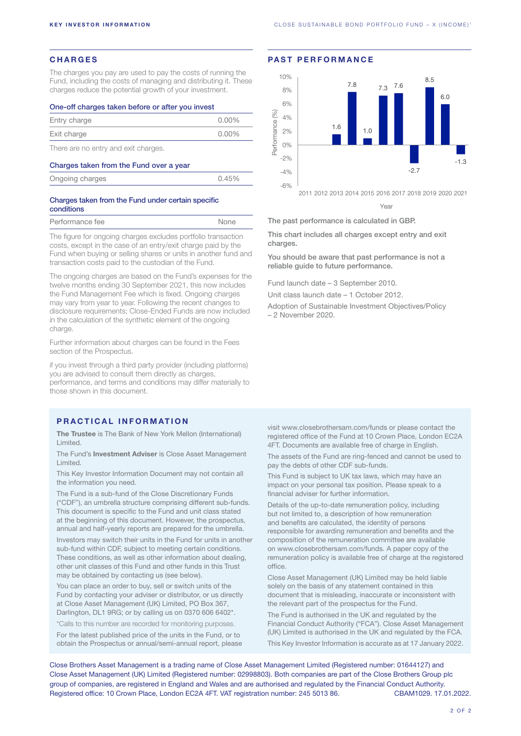## CHARGES

The charges you pay are used to pay the costs of running the Fund, including the costs of managing and distributing it. These charges reduce the potential growth of your investment.

| One-off charges taken before or after you invest | |
|---|---|
| Entry charge | 0.00% |
| Exit charge | 0.00% |

There are no entry and exit charges.

| Charges taken from the Fund over a year | |
|---|---|
| Ongoing charges | 0.45% |

| Charges taken from the Fund under certain specific conditions | |
|---|---|
| Performance fee | None |

The figure for ongoing charges excludes portfolio transaction costs, except in the case of an entry/exit charge paid by the Fund when buying or selling shares or units in another fund and transaction costs paid to the custodian of the Fund.

The ongoing charges are based on the Fund's expenses for the twelve months ending 30 September 2021, this now includes the Fund Management Fee which is fixed. Ongoing charges may vary from year to year. Following the recent changes to disclosure requirements; Close-Ended Funds are now included in the calculation of the synthetic element of the ongoing charge.

Further information about charges can be found in the Fees section of the Prospectus.

if you invest through a third party provider (including platforms) you are advised to consult them directly as charges, performance, and terms and conditions may differ materially to those shown in this document.

## PAST PERFORMANCE

10%
8%
6%
4%
2%
0%
-2%
-4%
-6%

Performance (%)

1.6
7.8
1.0
7.3
7.6
-2.7
8.5
6.0
-1.3

2011 2012 2013 2014 2015 2016 2017 2018 2019 2020 2021

Year

The past performance is calculated in GBP.

This chart includes all charges except entry and exit charges.

You should be aware that past performance is not a reliable guide to future performance.

Fund launch date – 3 September 2010.

Unit class launch date – 1 October 2012.

Adoption of Sustainable Investment Objectives/Policy – 2 November 2020.

## PRACTICAL INFORMATION

**The Trustee** is The Bank of New York Mellon (International) Limited.

The Fund's **Investment Adviser** is Close Asset Management Limited.

This Key Investor Information Document may not contain all the information you need.

The Fund is a sub-fund of the Close Discretionary Funds ("CDF"), an umbrella structure comprising different sub-funds. This document is specific to the Fund and unit class stated at the beginning of this document. However, the prospectus, annual and half-yearly reports are prepared for the umbrella.

Investors may switch their units in the Fund for units in another sub-fund within CDF, subject to meeting certain conditions. These conditions, as well as other information about dealing, other unit classes of this Fund and other funds in this Trust may be obtained by contacting us (see below).

You can place an order to buy, sell or switch units of the Fund by contacting your adviser or distributor, or us directly at Close Asset Management (UK) Limited, PO Box 367, Darlington, DL1 9RG; or by calling us on 0370 606 6402*.

*Calls to this number are recorded for monitoring purposes.

For the latest published price of the units in the Fund, or to obtain the Prospectus or annual/semi-annual report, please visit www.closebrothersam.com/funds or please contact the registered office of the Fund at 10 Crown Place, London EC2A 4FT. Documents are available free of charge in English.

The assets of the Fund are ring-fenced and cannot be used to pay the debts of other CDF sub-funds.

This Fund is subject to UK tax laws, which may have an impact on your personal tax position. Please speak to a financial adviser for further information.

Details of the up-to-date remuneration policy, including but not limited to, a description of how remuneration and benefits are calculated, the identity of persons responsible for awarding remuneration and benefits and the composition of the remuneration committee are available on www.closebrothersam.com/funds. A paper copy of the remuneration policy is available free of charge at the registered office.

Close Asset Management (UK) Limited may be held liable solely on the basis of any statement contained in this document that is misleading, inaccurate or inconsistent with the relevant part of the prospectus for the Fund.

The Fund is authorised in the UK and regulated by the Financial Conduct Authority ("FCA"). Close Asset Management (UK) Limited is authorised in the UK and regulated by the FCA.

This Key Investor Information is accurate as at 17 January 2022.

Close Brothers Asset Management is a trading name of Close Asset Management Limited (Registered number: 01644127) and Close Asset Management (UK) Limited (Registered number: 02998803). Both companies are part of the Close Brothers Group plc group of companies, are registered in England and Wales and are authorised and regulated by the Financial Conduct Authority. Registered office: 10 Crown Place, London EC2A 4FT. VAT registration number: 245 5013 86. CBAM1029. 17.01.2022.